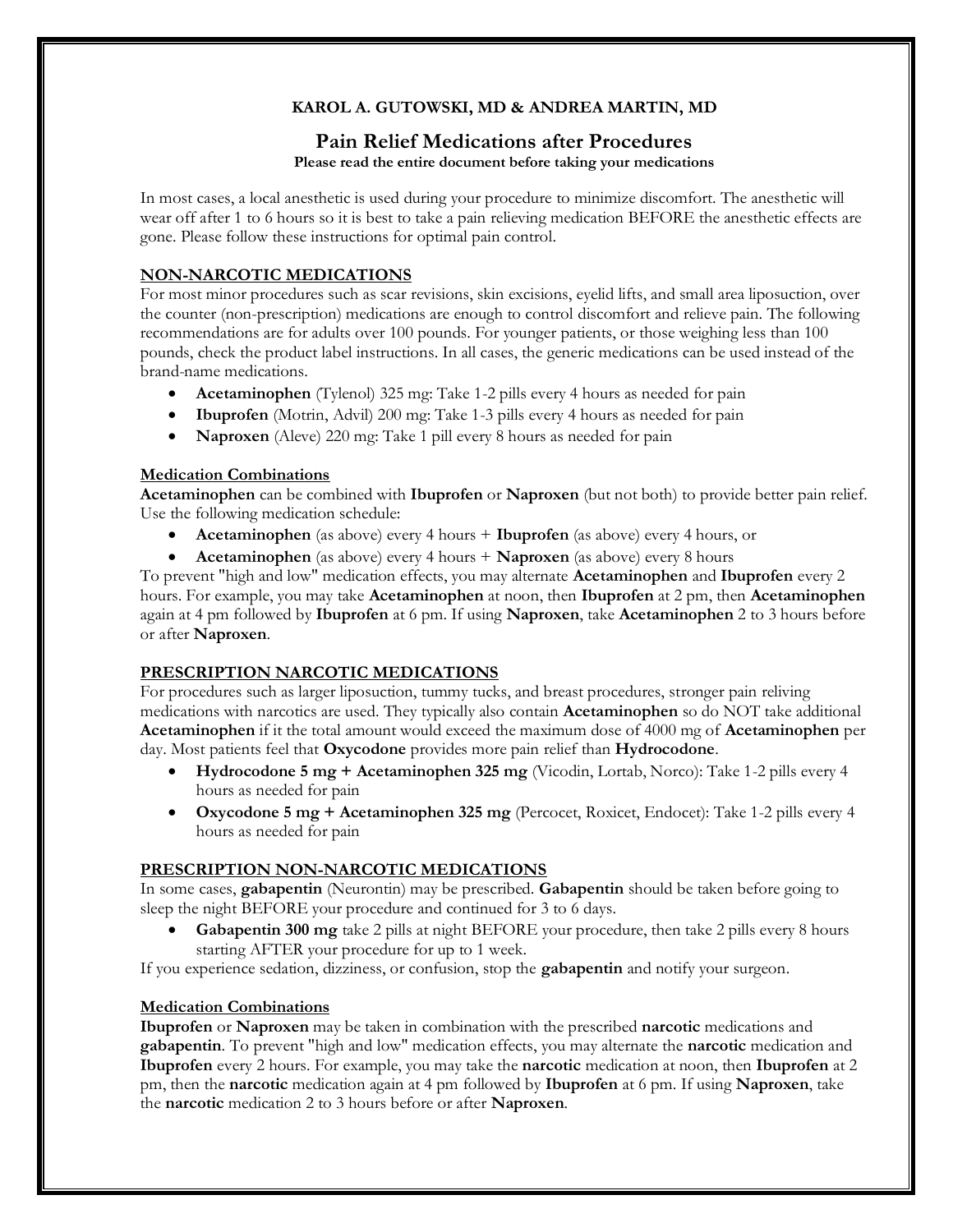**KAROL A. GUTOWSKI, MD & ANDREA MARTIN, MD**

# Pain Relief Medications after Procedures

**Please read the entire document before taking your medications**

In most cases, a local anesthetic is used during your procedure to minimize discomfort. The anesthetic will wear off after 1 to 6 hours so it is best to take a pain relieving medication BEFORE the anesthetic effects are gone. Please follow these instructions for optimal pain control.

## NON-NARCOTIC MEDICATIONS

For most minor procedures such as scar revisions, skin excisions, eyelid lifts, and small area liposuction, over the counter (non-prescription) medications are enough to control discomfort and relieve pain. The following recommendations are for adults over 100 pounds. For younger patients, or those weighing less than 100 pounds, check the product label instructions. In all cases, the generic medications can be used instead of the brand-name medications.

- **Acetaminophen** (Tylenol) 325 mg: Take 1-2 pills every 4 hours as needed for pain
- **Ibuprofen** (Motrin, Advil) 200 mg: Take 1-3 pills every 4 hours as needed for pain
- **Naproxen** (Aleve) 220 mg: Take 1 pill every 8 hours as needed for pain

### Medication Combinations

**Acetaminophen** can be combined with **Ibuprofen** or **Naproxen** (but not both) to provide better pain relief. Use the following medication schedule:

- **Acetaminophen** (as above) every 4 hours + **Ibuprofen** (as above) every 4 hours, or
- **Acetaminophen** (as above) every 4 hours + **Naproxen** (as above) every 8 hours

To prevent "high and low" medication effects, you may alternate **Acetaminophen** and **Ibuprofen** every 2 hours. For example, you may take **Acetaminophen** at noon, then **Ibuprofen** at 2 pm, then **Acetaminophen** again at 4 pm followed by **Ibuprofen** at 6 pm. If using **Naproxen**, take **Acetaminophen** 2 to 3 hours before or after **Naproxen**.

## PRESCRIPTION NARCOTIC MEDICATIONS

For procedures such as larger liposuction, tummy tucks, and breast procedures, stronger pain reliving medications with narcotics are used. They typically also contain **Acetaminophen** so do NOT take additional **Acetaminophen** if it the total amount would exceed the maximum dose of 4000 mg of **Acetaminophen** per day. Most patients feel that **Oxycodone** provides more pain relief than **Hydrocodone**.

- **Hydrocodone 5 mg + Acetaminophen 325 mg** (Vicodin, Lortab, Norco): Take 1-2 pills every 4 hours as needed for pain
- **Oxycodone 5 mg + Acetaminophen 325 mg** (Percocet, Roxicet, Endocet): Take 1-2 pills every 4 hours as needed for pain

## PRESCRIPTION NON-NARCOTIC MEDICATIONS

In some cases, **gabapentin** (Neurontin) may be prescribed. **Gabapentin** should be taken before going to sleep the night BEFORE your procedure and continued for 3 to 6 days.

- **Gabapentin 300 mg** take 2 pills at night BEFORE your procedure, then take 2 pills every 8 hours starting AFTER your procedure for up to 1 week.

If you experience sedation, dizziness, or confusion, stop the **gabapentin** and notify your surgeon.

### Medication Combinations

**Ibuprofen** or **Naproxen** may be taken in combination with the prescribed **narcotic** medications and **gabapentin**. To prevent "high and low" medication effects, you may alternate the **narcotic** medication and **Ibuprofen** every 2 hours. For example, you may take the **narcotic** medication at noon, then **Ibuprofen** at 2 pm, then the **narcotic** medication again at 4 pm followed by **Ibuprofen** at 6 pm. If using **Naproxen**, take the **narcotic** medication 2 to 3 hours before or after **Naproxen**.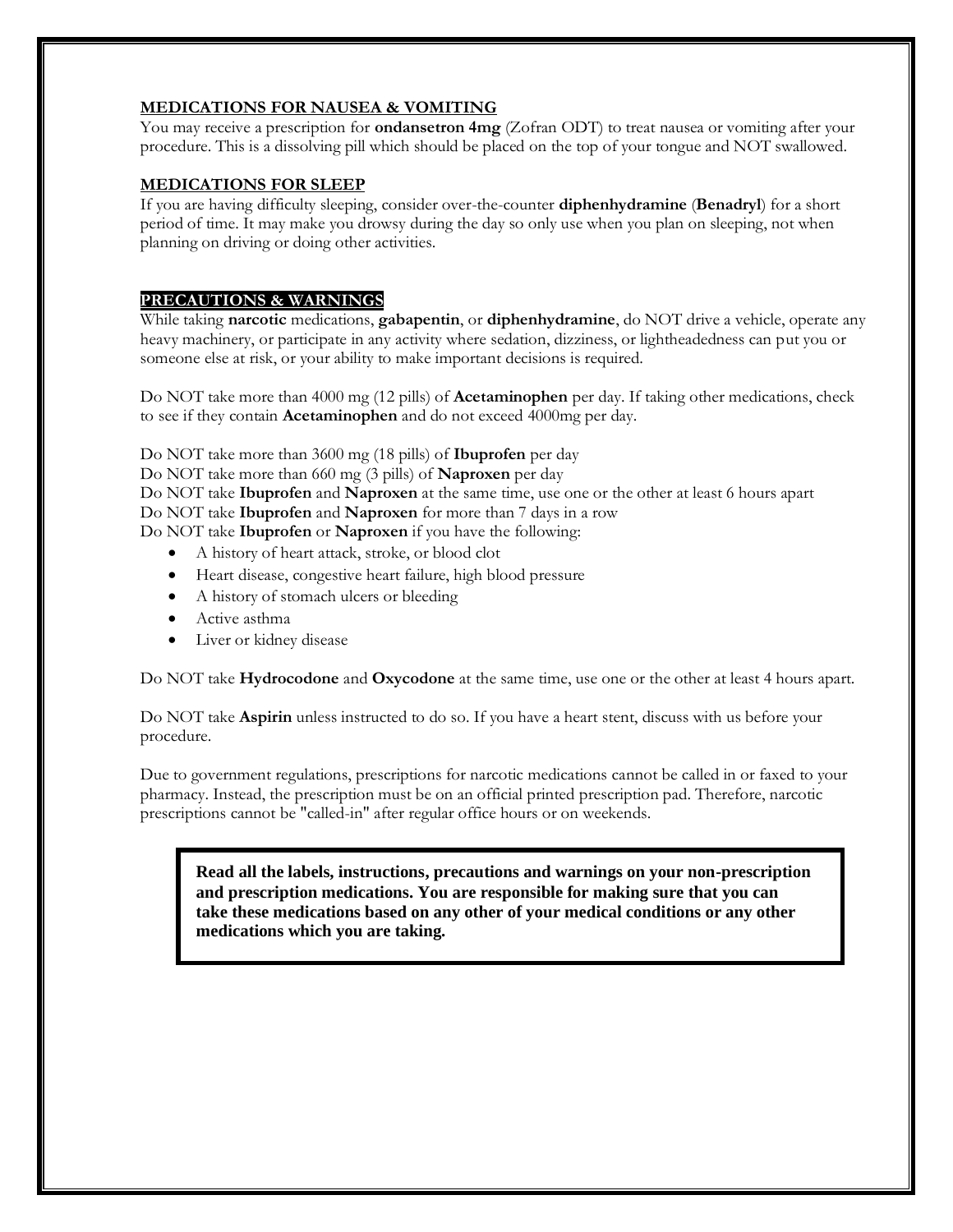## MEDICATIONS FOR NAUSEA & VOMITING

You may receive a prescription for **ondansetron 4mg** (Zofran ODT) to treat nausea or vomiting after your procedure. This is a dissolving pill which should be placed on the top of your tongue and NOT swallowed.

## MEDICATIONS FOR SLEEP

If you are having difficulty sleeping, consider over-the-counter **diphenhydramine** (**Benadryl**) for a short period of time. It may make you drowsy during the day so only use when you plan on sleeping, not when planning on driving or doing other activities.

## PRECAUTIONS & WARNINGS

While taking **narcotic** medications, **gabapentin**, or **diphenhydramine**, do NOT drive a vehicle, operate any heavy machinery, or participate in any activity where sedation, dizziness, or lightheadedness can put you or someone else at risk, or your ability to make important decisions is required.

Do NOT take more than 4000 mg (12 pills) of **Acetaminophen** per day. If taking other medications, check to see if they contain **Acetaminophen** and do not exceed 4000mg per day.

Do NOT take more than 3600 mg (18 pills) of **Ibuprofen** per day
Do NOT take more than 660 mg (3 pills) of **Naproxen** per day
Do NOT take **Ibuprofen** and **Naproxen** at the same time, use one or the other at least 6 hours apart
Do NOT take **Ibuprofen** and **Naproxen** for more than 7 days in a row
Do NOT take **Ibuprofen** or **Naproxen** if you have the following:

- A history of heart attack, stroke, or blood clot
- Heart disease, congestive heart failure, high blood pressure
- A history of stomach ulcers or bleeding
- Active asthma
- Liver or kidney disease

Do NOT take **Hydrocodone** and **Oxycodone** at the same time, use one or the other at least 4 hours apart.

Do NOT take **Aspirin** unless instructed to do so. If you have a heart stent, discuss with us before your procedure.

Due to government regulations, prescriptions for narcotic medications cannot be called in or faxed to your pharmacy. Instead, the prescription must be on an official printed prescription pad. Therefore, narcotic prescriptions cannot be "called-in" after regular office hours or on weekends.

**Read all the labels, instructions, precautions and warnings on your non-prescription and prescription medications. You are responsible for making sure that you can take these medications based on any other of your medical conditions or any other medications which you are taking.**